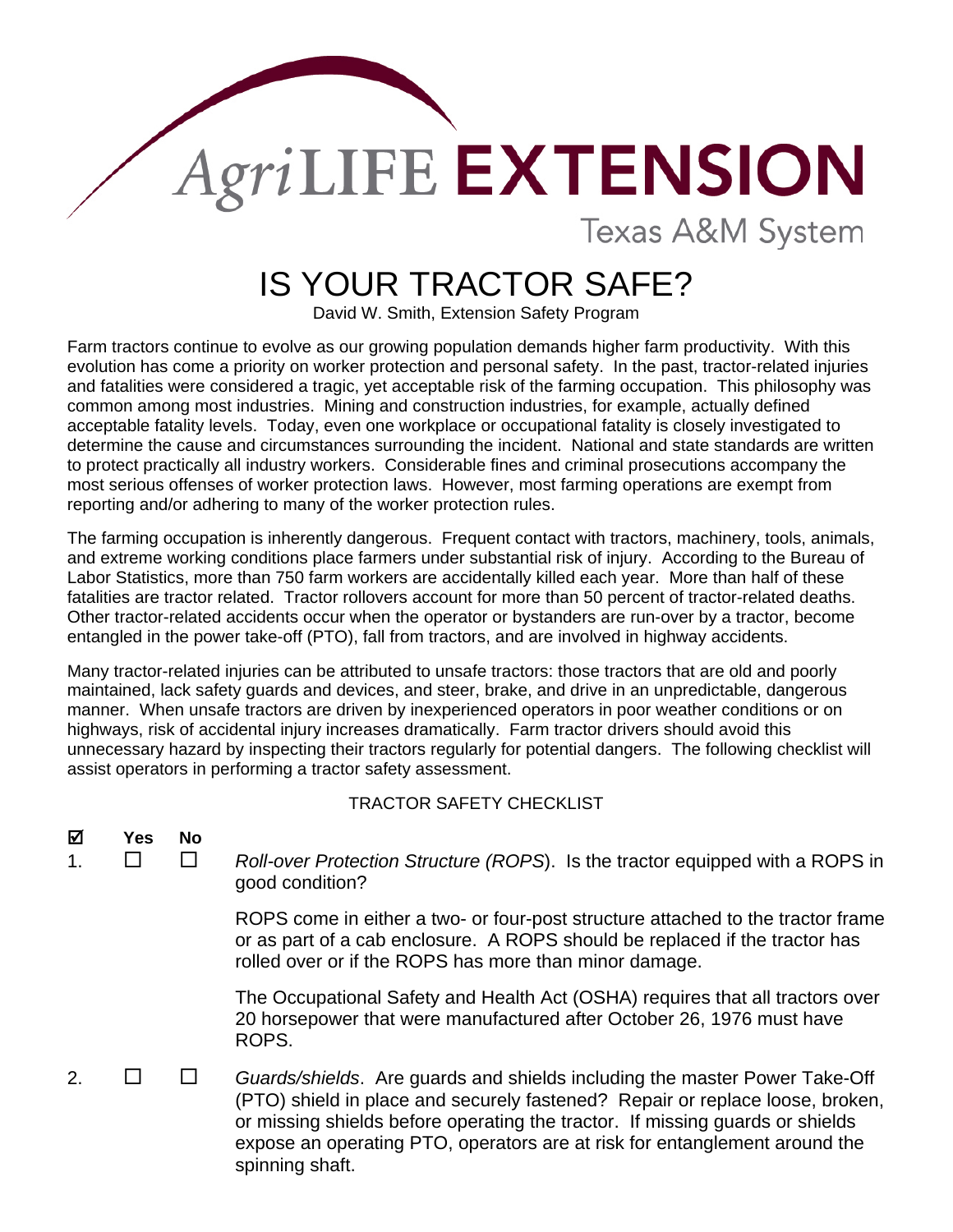AgriLIFE EXTENSION

Texas A&M System

# IS YOUR TRACTOR SAFE?

David W. Smith, Extension Safety Program

Farm tractors continue to evolve as our growing population demands higher farm productivity. With this evolution has come a priority on worker protection and personal safety. In the past, tractor-related injuries and fatalities were considered a tragic, yet acceptable risk of the farming occupation. This philosophy was common among most industries. Mining and construction industries, for example, actually defined acceptable fatality levels. Today, even one workplace or occupational fatality is closely investigated to determine the cause and circumstances surrounding the incident. National and state standards are written to protect practically all industry workers. Considerable fines and criminal prosecutions accompany the most serious offenses of worker protection laws. However, most farming operations are exempt from reporting and/or adhering to many of the worker protection rules.

The farming occupation is inherently dangerous. Frequent contact with tractors, machinery, tools, animals, and extreme working conditions place farmers under substantial risk of injury. According to the Bureau of Labor Statistics, more than 750 farm workers are accidentally killed each year. More than half of these fatalities are tractor related. Tractor rollovers account for more than 50 percent of tractor-related deaths. Other tractor-related accidents occur when the operator or bystanders are run-over by a tractor, become entangled in the power take-off (PTO), fall from tractors, and are involved in highway accidents.

Many tractor-related injuries can be attributed to unsafe tractors: those tractors that are old and poorly maintained, lack safety guards and devices, and steer, brake, and drive in an unpredictable, dangerous manner. When unsafe tractors are driven by inexperienced operators in poor weather conditions or on highways, risk of accidental injury increases dramatically. Farm tractor drivers should avoid this unnecessary hazard by inspecting their tractors regularly for potential dangers. The following checklist will assist operators in performing a tractor safety assessment.

TRACTOR SAFETY CHECKLIST

| ☑ | Yes | No | |
|---|---|---|---|
| 1. | ☐ | ☐ | *Roll-over Protection Structure (ROPS)*. Is the tractor equipped with a ROPS in good condition?<br><br>ROPS come in either a two- or four-post structure attached to the tractor frame or as part of a cab enclosure. A ROPS should be replaced if the tractor has rolled over or if the ROPS has more than minor damage.<br><br>The Occupational Safety and Health Act (OSHA) requires that all tractors over 20 horsepower that were manufactured after October 26, 1976 must have ROPS. |
| 2. | ☐ | ☐ | *Guards/shields*. Are guards and shields including the master Power Take-Off (PTO) shield in place and securely fastened? Repair or replace loose, broken, or missing shields before operating the tractor. If missing guards or shields expose an operating PTO, operators are at risk for entanglement around the spinning shaft. |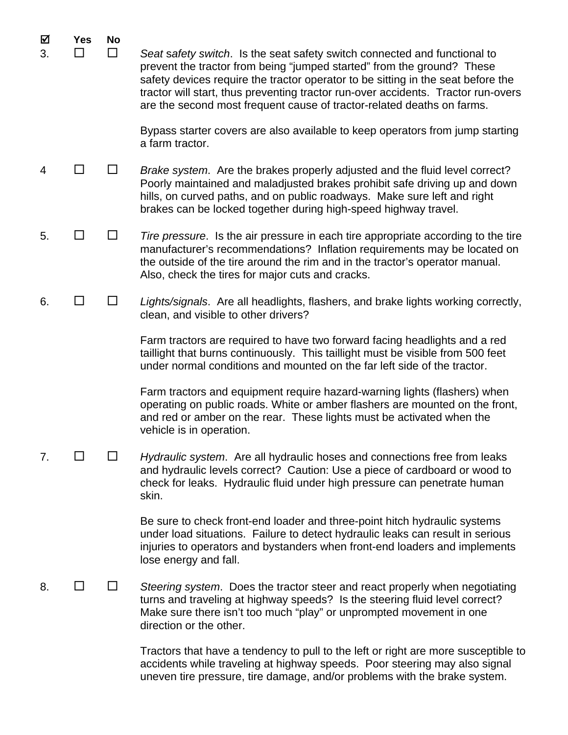| ☑ | Yes | No | |
|---|---|---|---|
| 3. | ☐ | ☐ | *Seat safety switch*. Is the seat safety switch connected and functional to prevent the tractor from being "jumped started" from the ground? These safety devices require the tractor operator to be sitting in the seat before the tractor will start, thus preventing tractor run-over accidents. Tractor run-overs are the second most frequent cause of tractor-related deaths on farms.<br><br>Bypass starter covers are also available to keep operators from jump starting a farm tractor. |
| 4 | ☐ | ☐ | *Brake system*. Are the brakes properly adjusted and the fluid level correct? Poorly maintained and maladjusted brakes prohibit safe driving up and down hills, on curved paths, and on public roadways. Make sure left and right brakes can be locked together during high-speed highway travel. |
| 5. | ☐ | ☐ | *Tire pressure*. Is the air pressure in each tire appropriate according to the tire manufacturer's recommendations? Inflation requirements may be located on the outside of the tire around the rim and in the tractor's operator manual. Also, check the tires for major cuts and cracks. |
| 6. | ☐ | ☐ | *Lights/signals*. Are all headlights, flashers, and brake lights working correctly, clean, and visible to other drivers?<br><br>Farm tractors are required to have two forward facing headlights and a red taillight that burns continuously. This taillight must be visible from 500 feet under normal conditions and mounted on the far left side of the tractor.<br><br>Farm tractors and equipment require hazard-warning lights (flashers) when operating on public roads. White or amber flashers are mounted on the front, and red or amber on the rear. These lights must be activated when the vehicle is in operation. |
| 7. | ☐ | ☐ | *Hydraulic system*. Are all hydraulic hoses and connections free from leaks and hydraulic levels correct? Caution: Use a piece of cardboard or wood to check for leaks. Hydraulic fluid under high pressure can penetrate human skin.<br><br>Be sure to check front-end loader and three-point hitch hydraulic systems under load situations. Failure to detect hydraulic leaks can result in serious injuries to operators and bystanders when front-end loaders and implements lose energy and fall. |
| 8. | ☐ | ☐ | *Steering system*. Does the tractor steer and react properly when negotiating turns and traveling at highway speeds? Is the steering fluid level correct? Make sure there isn't too much "play" or unprompted movement in one direction or the other.<br><br>Tractors that have a tendency to pull to the left or right are more susceptible to accidents while traveling at highway speeds. Poor steering may also signal uneven tire pressure, tire damage, and/or problems with the brake system. |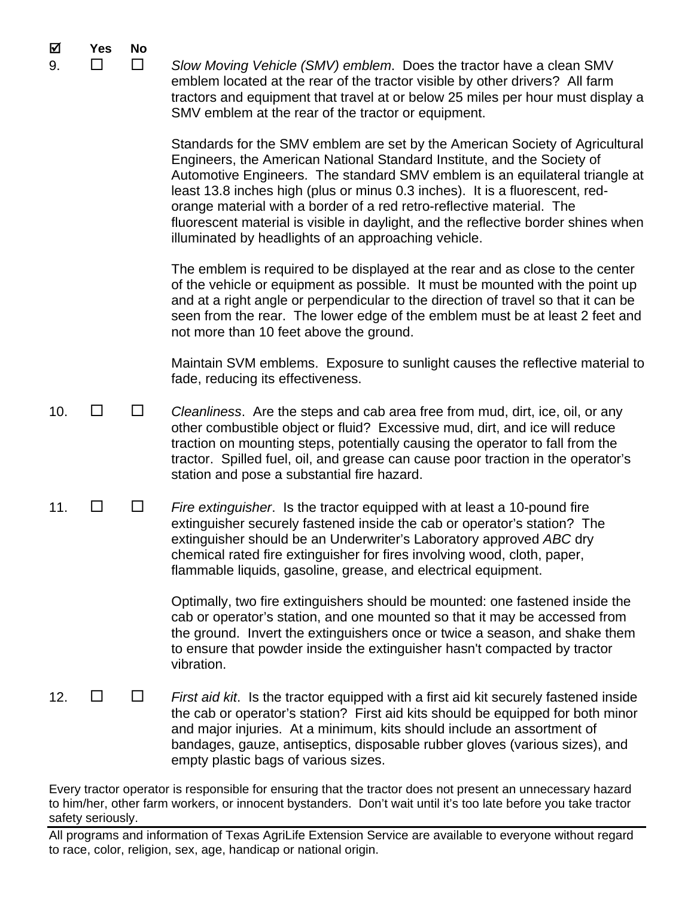| ☑ | Yes | No | |
|---|---|---|---|
| 9. | ☐ | ☐ | *Slow Moving Vehicle (SMV) emblem*. Does the tractor have a clean SMV emblem located at the rear of the tractor visible by other drivers? All farm tractors and equipment that travel at or below 25 miles per hour must display a SMV emblem at the rear of the tractor or equipment. |

Standards for the SMV emblem are set by the American Society of Agricultural Engineers, the American National Standard Institute, and the Society of Automotive Engineers. The standard SMV emblem is an equilateral triangle at least 13.8 inches high (plus or minus 0.3 inches). It is a fluorescent, red-orange material with a border of a red retro-reflective material. The fluorescent material is visible in daylight, and the reflective border shines when illuminated by headlights of an approaching vehicle.

The emblem is required to be displayed at the rear and as close to the center of the vehicle or equipment as possible. It must be mounted with the point up and at a right angle or perpendicular to the direction of travel so that it can be seen from the rear. The lower edge of the emblem must be at least 2 feet and not more than 10 feet above the ground.

Maintain SVM emblems. Exposure to sunlight causes the reflective material to fade, reducing its effectiveness.

10. ☐ ☐ *Cleanliness*. Are the steps and cab area free from mud, dirt, ice, oil, or any other combustible object or fluid? Excessive mud, dirt, and ice will reduce traction on mounting steps, potentially causing the operator to fall from the tractor. Spilled fuel, oil, and grease can cause poor traction in the operator's station and pose a substantial fire hazard.

11. ☐ ☐ *Fire extinguisher*. Is the tractor equipped with at least a 10-pound fire extinguisher securely fastened inside the cab or operator's station? The extinguisher should be an Underwriter's Laboratory approved *ABC* dry chemical rated fire extinguisher for fires involving wood, cloth, paper, flammable liquids, gasoline, grease, and electrical equipment.

Optimally, two fire extinguishers should be mounted: one fastened inside the cab or operator's station, and one mounted so that it may be accessed from the ground. Invert the extinguishers once or twice a season, and shake them to ensure that powder inside the extinguisher hasn't compacted by tractor vibration.

12. ☐ ☐ *First aid kit*. Is the tractor equipped with a first aid kit securely fastened inside the cab or operator's station? First aid kits should be equipped for both minor and major injuries. At a minimum, kits should include an assortment of bandages, gauze, antiseptics, disposable rubber gloves (various sizes), and empty plastic bags of various sizes.

Every tractor operator is responsible for ensuring that the tractor does not present an unnecessary hazard to him/her, other farm workers, or innocent bystanders. Don't wait until it's too late before you take tractor safety seriously.

---

All programs and information of Texas AgriLife Extension Service are available to everyone without regard to race, color, religion, sex, age, handicap or national origin.